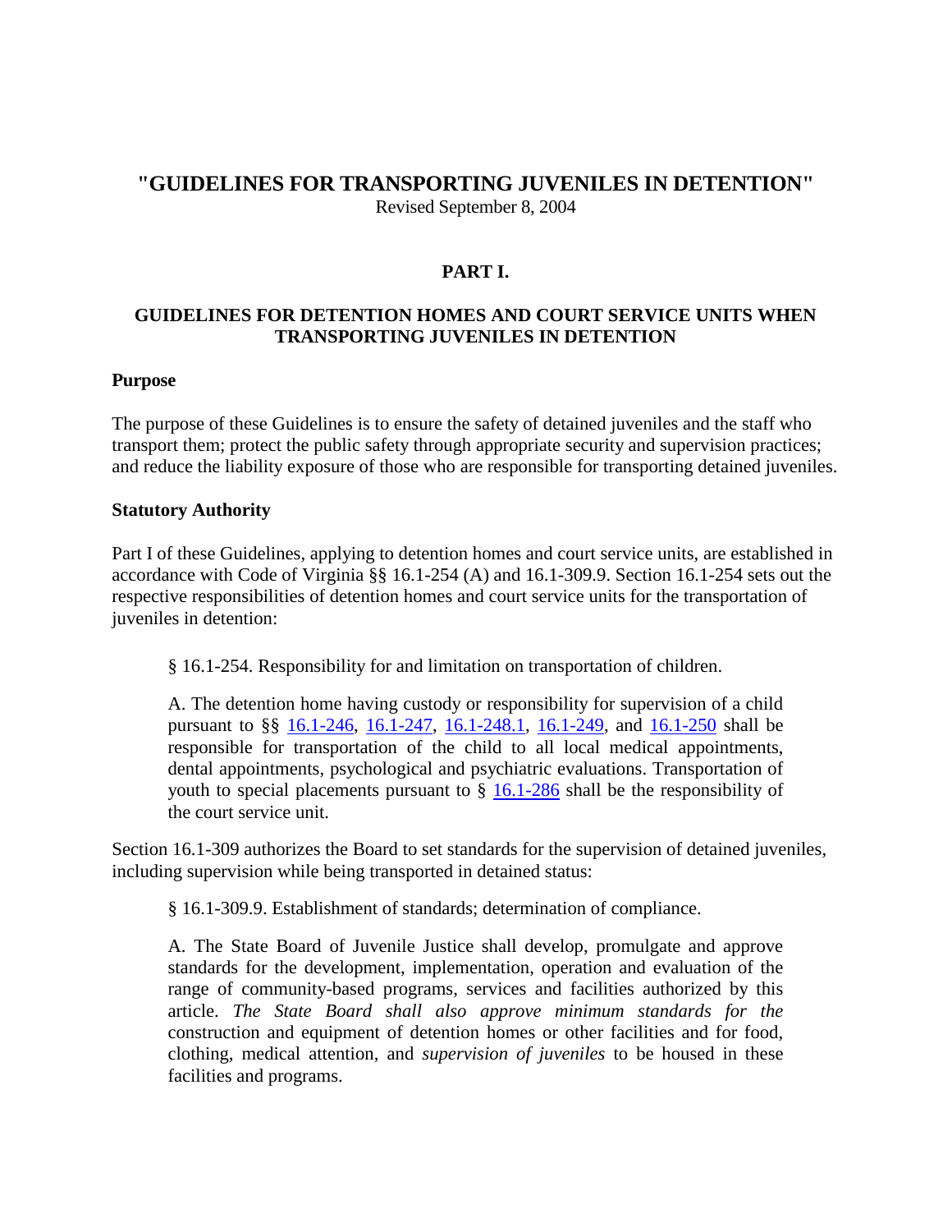# "GUIDELINES FOR TRANSPORTING JUVENILES IN DETENTION"

Revised September 8, 2004

## PART I.

### GUIDELINES FOR DETENTION HOMES AND COURT SERVICE UNITS WHEN TRANSPORTING JUVENILES IN DETENTION

**Purpose**

The purpose of these Guidelines is to ensure the safety of detained juveniles and the staff who transport them; protect the public safety through appropriate security and supervision practices; and reduce the liability exposure of those who are responsible for transporting detained juveniles.

**Statutory Authority**

Part I of these Guidelines, applying to detention homes and court service units, are established in accordance with Code of Virginia §§ 16.1-254 (A) and 16.1-309.9. Section 16.1-254 sets out the respective responsibilities of detention homes and court service units for the transportation of juveniles in detention:

> § 16.1-254. Responsibility for and limitation on transportation of children.
>
> A. The detention home having custody or responsibility for supervision of a child pursuant to §§ 16.1-246, 16.1-247, 16.1-248.1, 16.1-249, and 16.1-250 shall be responsible for transportation of the child to all local medical appointments, dental appointments, psychological and psychiatric evaluations. Transportation of youth to special placements pursuant to § 16.1-286 shall be the responsibility of the court service unit.

Section 16.1-309 authorizes the Board to set standards for the supervision of detained juveniles, including supervision while being transported in detained status:

> § 16.1-309.9. Establishment of standards; determination of compliance.
>
> A. The State Board of Juvenile Justice shall develop, promulgate and approve standards for the development, implementation, operation and evaluation of the range of community-based programs, services and facilities authorized by this article. *The State Board shall also approve minimum standards for the* construction and equipment of detention homes or other facilities and for food, clothing, medical attention, and *supervision of juveniles* to be housed in these facilities and programs.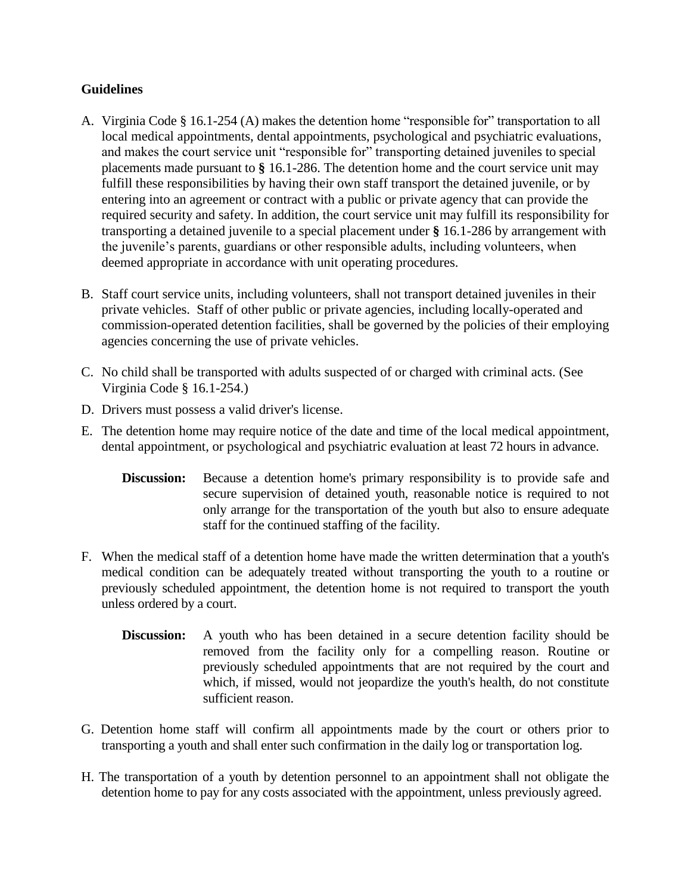**Guidelines**

A. Virginia Code § 16.1-254 (A) makes the detention home "responsible for" transportation to all local medical appointments, dental appointments, psychological and psychiatric evaluations, and makes the court service unit "responsible for" transporting detained juveniles to special placements made pursuant to **§** 16.1-286. The detention home and the court service unit may fulfill these responsibilities by having their own staff transport the detained juvenile, or by entering into an agreement or contract with a public or private agency that can provide the required security and safety. In addition, the court service unit may fulfill its responsibility for transporting a detained juvenile to a special placement under **§** 16.1-286 by arrangement with the juvenile's parents, guardians or other responsible adults, including volunteers, when deemed appropriate in accordance with unit operating procedures.

B. Staff court service units, including volunteers, shall not transport detained juveniles in their private vehicles. Staff of other public or private agencies, including locally-operated and commission-operated detention facilities, shall be governed by the policies of their employing agencies concerning the use of private vehicles.

C. No child shall be transported with adults suspected of or charged with criminal acts. (See Virginia Code § 16.1-254.)

D. Drivers must possess a valid driver's license.

E. The detention home may require notice of the date and time of the local medical appointment, dental appointment, or psychological and psychiatric evaluation at least 72 hours in advance.

**Discussion:** Because a detention home's primary responsibility is to provide safe and secure supervision of detained youth, reasonable notice is required to not only arrange for the transportation of the youth but also to ensure adequate staff for the continued staffing of the facility.

F. When the medical staff of a detention home have made the written determination that a youth's medical condition can be adequately treated without transporting the youth to a routine or previously scheduled appointment, the detention home is not required to transport the youth unless ordered by a court.

**Discussion:** A youth who has been detained in a secure detention facility should be removed from the facility only for a compelling reason. Routine or previously scheduled appointments that are not required by the court and which, if missed, would not jeopardize the youth's health, do not constitute sufficient reason.

G. Detention home staff will confirm all appointments made by the court or others prior to transporting a youth and shall enter such confirmation in the daily log or transportation log.

H. The transportation of a youth by detention personnel to an appointment shall not obligate the detention home to pay for any costs associated with the appointment, unless previously agreed.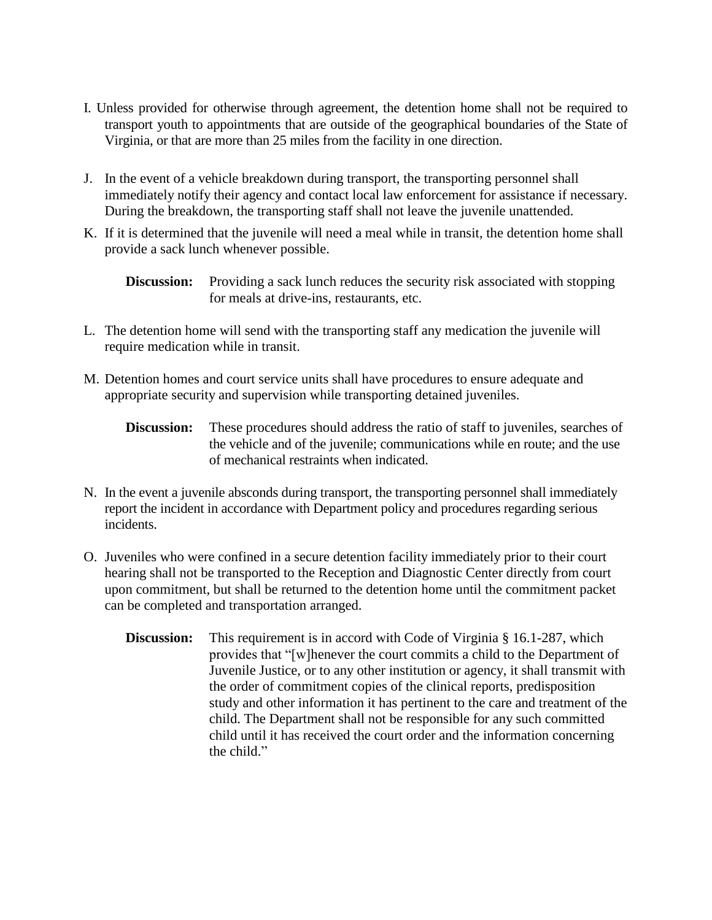I. Unless provided for otherwise through agreement, the detention home shall not be required to transport youth to appointments that are outside of the geographical boundaries of the State of Virginia, or that are more than 25 miles from the facility in one direction.

J. In the event of a vehicle breakdown during transport, the transporting personnel shall immediately notify their agency and contact local law enforcement for assistance if necessary. During the breakdown, the transporting staff shall not leave the juvenile unattended.

K. If it is determined that the juvenile will need a meal while in transit, the detention home shall provide a sack lunch whenever possible.

> **Discussion:** Providing a sack lunch reduces the security risk associated with stopping for meals at drive-ins, restaurants, etc.

L. The detention home will send with the transporting staff any medication the juvenile will require medication while in transit.

M. Detention homes and court service units shall have procedures to ensure adequate and appropriate security and supervision while transporting detained juveniles.

> **Discussion:** These procedures should address the ratio of staff to juveniles, searches of the vehicle and of the juvenile; communications while en route; and the use of mechanical restraints when indicated.

N. In the event a juvenile absconds during transport, the transporting personnel shall immediately report the incident in accordance with Department policy and procedures regarding serious incidents.

O. Juveniles who were confined in a secure detention facility immediately prior to their court hearing shall not be transported to the Reception and Diagnostic Center directly from court upon commitment, but shall be returned to the detention home until the commitment packet can be completed and transportation arranged.

> **Discussion:** This requirement is in accord with Code of Virginia § 16.1-287, which provides that "[w]henever the court commits a child to the Department of Juvenile Justice, or to any other institution or agency, it shall transmit with the order of commitment copies of the clinical reports, predisposition study and other information it has pertinent to the care and treatment of the child. The Department shall not be responsible for any such committed child until it has received the court order and the information concerning the child."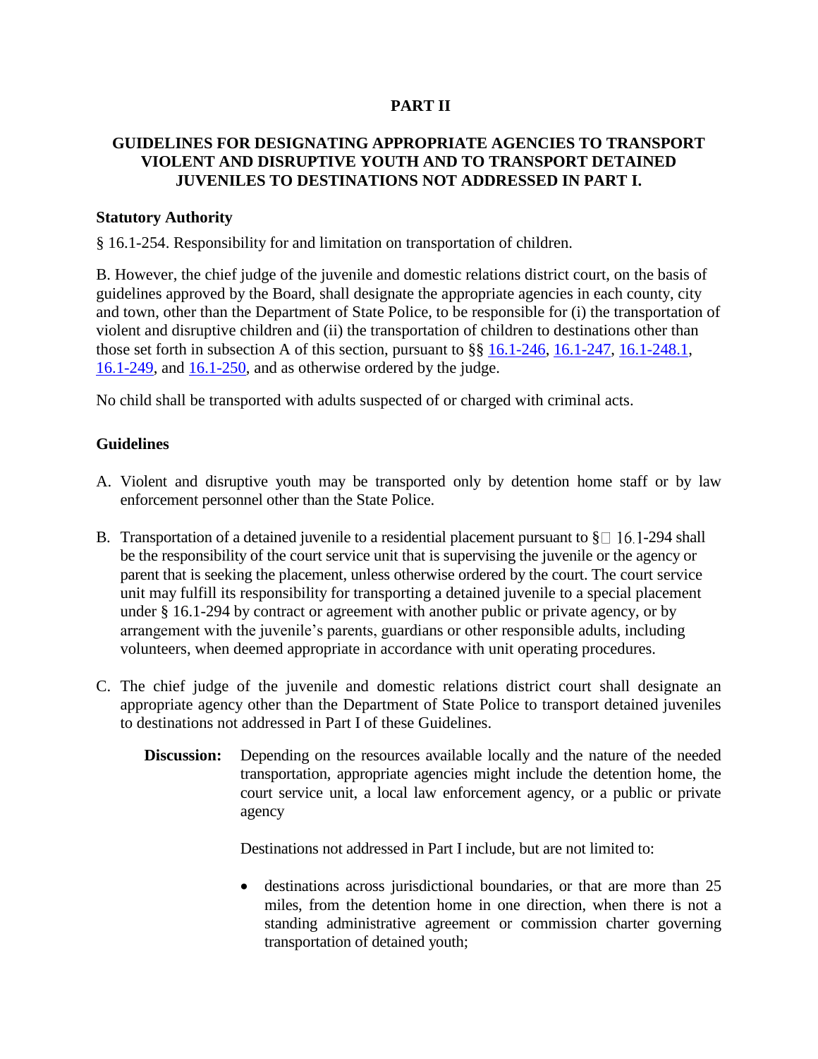# PART II

## GUIDELINES FOR DESIGNATING APPROPRIATE AGENCIES TO TRANSPORT VIOLENT AND DISRUPTIVE YOUTH AND TO TRANSPORT DETAINED JUVENILES TO DESTINATIONS NOT ADDRESSED IN PART I.

### Statutory Authority

§ 16.1-254. Responsibility for and limitation on transportation of children.

B. However, the chief judge of the juvenile and domestic relations district court, on the basis of guidelines approved by the Board, shall designate the appropriate agencies in each county, city and town, other than the Department of State Police, to be responsible for (i) the transportation of violent and disruptive children and (ii) the transportation of children to destinations other than those set forth in subsection A of this section, pursuant to §§ 16.1-246, 16.1-247, 16.1-248.1, 16.1-249, and 16.1-250, and as otherwise ordered by the judge.

No child shall be transported with adults suspected of or charged with criminal acts.

### Guidelines

A. Violent and disruptive youth may be transported only by detention home staff or by law enforcement personnel other than the State Police.

B. Transportation of a detained juvenile to a residential placement pursuant to § 16.1-294 shall be the responsibility of the court service unit that is supervising the juvenile or the agency or parent that is seeking the placement, unless otherwise ordered by the court. The court service unit may fulfill its responsibility for transporting a detained juvenile to a special placement under § 16.1-294 by contract or agreement with another public or private agency, or by arrangement with the juvenile's parents, guardians or other responsible adults, including volunteers, when deemed appropriate in accordance with unit operating procedures.

C. The chief judge of the juvenile and domestic relations district court shall designate an appropriate agency other than the Department of State Police to transport detained juveniles to destinations not addressed in Part I of these Guidelines.

**Discussion:** Depending on the resources available locally and the nature of the needed transportation, appropriate agencies might include the detention home, the court service unit, a local law enforcement agency, or a public or private agency

Destinations not addressed in Part I include, but are not limited to:

- destinations across jurisdictional boundaries, or that are more than 25 miles, from the detention home in one direction, when there is not a standing administrative agreement or commission charter governing transportation of detained youth;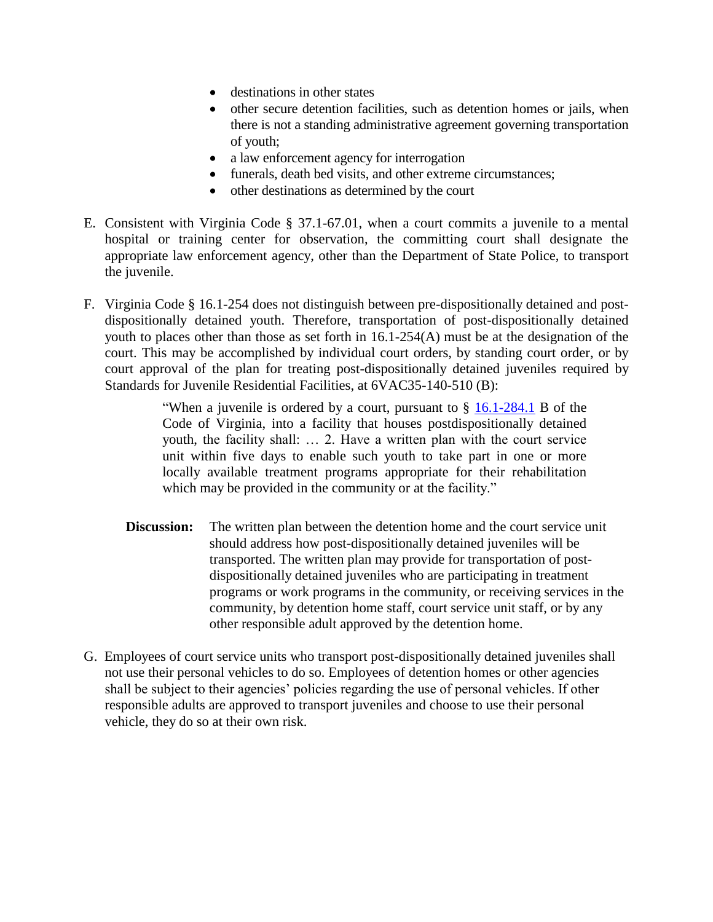- destinations in other states
- other secure detention facilities, such as detention homes or jails, when there is not a standing administrative agreement governing transportation of youth;
- a law enforcement agency for interrogation
- funerals, death bed visits, and other extreme circumstances;
- other destinations as determined by the court

E. Consistent with Virginia Code § 37.1-67.01, when a court commits a juvenile to a mental hospital or training center for observation, the committing court shall designate the appropriate law enforcement agency, other than the Department of State Police, to transport the juvenile.

F. Virginia Code § 16.1-254 does not distinguish between pre-dispositionally detained and post-dispositionally detained youth. Therefore, transportation of post-dispositionally detained youth to places other than those as set forth in 16.1-254(A) must be at the designation of the court. This may be accomplished by individual court orders, by standing court order, or by court approval of the plan for treating post-dispositionally detained juveniles required by Standards for Juvenile Residential Facilities, at 6VAC35-140-510 (B):

> "When a juvenile is ordered by a court, pursuant to § 16.1-284.1 B of the Code of Virginia, into a facility that houses postdispositionally detained youth, the facility shall: … 2. Have a written plan with the court service unit within five days to enable such youth to take part in one or more locally available treatment programs appropriate for their rehabilitation which may be provided in the community or at the facility."

**Discussion:** The written plan between the detention home and the court service unit should address how post-dispositionally detained juveniles will be transported. The written plan may provide for transportation of post-dispositionally detained juveniles who are participating in treatment programs or work programs in the community, or receiving services in the community, by detention home staff, court service unit staff, or by any other responsible adult approved by the detention home.

G. Employees of court service units who transport post-dispositionally detained juveniles shall not use their personal vehicles to do so. Employees of detention homes or other agencies shall be subject to their agencies' policies regarding the use of personal vehicles. If other responsible adults are approved to transport juveniles and choose to use their personal vehicle, they do so at their own risk.